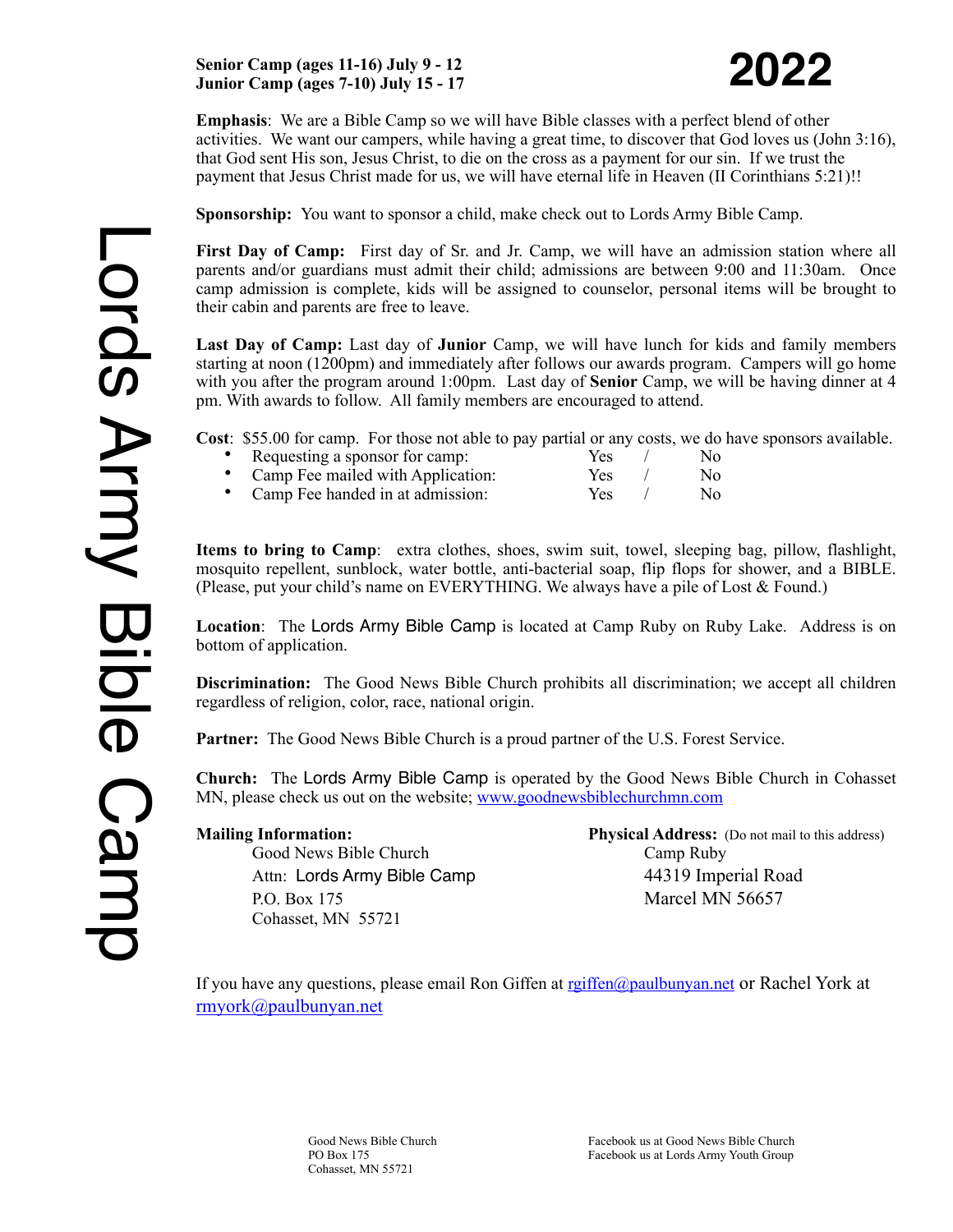# Lords Army Bible Camp

# 2022

**Senior Camp (ages 11-16) July 9 - 12**
**Junior Camp (ages 7-10) July 15 - 17**

**Emphasis**: We are a Bible Camp so we will have Bible classes with a perfect blend of other activities. We want our campers, while having a great time, to discover that God loves us (John 3:16), that God sent His son, Jesus Christ, to die on the cross as a payment for our sin. If we trust the payment that Jesus Christ made for us, we will have eternal life in Heaven (II Corinthians 5:21)!!

**Sponsorship:** You want to sponsor a child, make check out to Lords Army Bible Camp.

**First Day of Camp:** First day of Sr. and Jr. Camp, we will have an admission station where all parents and/or guardians must admit their child; admissions are between 9:00 and 11:30am. Once camp admission is complete, kids will be assigned to counselor, personal items will be brought to their cabin and parents are free to leave.

**Last Day of Camp:** Last day of **Junior** Camp, we will have lunch for kids and family members starting at noon (1200pm) and immediately after follows our awards program. Campers will go home with you after the program around 1:00pm. Last day of **Senior** Camp, we will be having dinner at 4 pm. With awards to follow. All family members are encouraged to attend.

**Cost**: $55.00 for camp. For those not able to pay partial or any costs, we do have sponsors available.

- Requesting a sponsor for camp: Yes / No
- Camp Fee mailed with Application: Yes / No
- Camp Fee handed in at admission: Yes / No

**Items to bring to Camp**: extra clothes, shoes, swim suit, towel, sleeping bag, pillow, flashlight, mosquito repellent, sunblock, water bottle, anti-bacterial soap, flip flops for shower, and a BIBLE. (Please, put your child's name on EVERYTHING. We always have a pile of Lost & Found.)

**Location**: The Lords Army Bible Camp is located at Camp Ruby on Ruby Lake. Address is on bottom of application.

**Discrimination:** The Good News Bible Church prohibits all discrimination; we accept all children regardless of religion, color, race, national origin.

**Partner:** The Good News Bible Church is a proud partner of the U.S. Forest Service.

**Church:** The Lords Army Bible Camp is operated by the Good News Bible Church in Cohasset MN, please check us out on the website; www.goodnewsbiblechurchmn.com

**Mailing Information:**
Good News Bible Church
Attn: Lords Army Bible Camp
P.O. Box 175
Cohasset, MN 55721

**Physical Address:** (Do not mail to this address)
Camp Ruby
44319 Imperial Road
Marcel MN 56657

If you have any questions, please email Ron Giffen at rgiffen@paulbunyan.net or Rachel York at rmyork@paulbunyan.net

Good News Bible Church
PO Box 175
Cohasset, MN 55721

Facebook us at Good News Bible Church
Facebook us at Lords Army Youth Group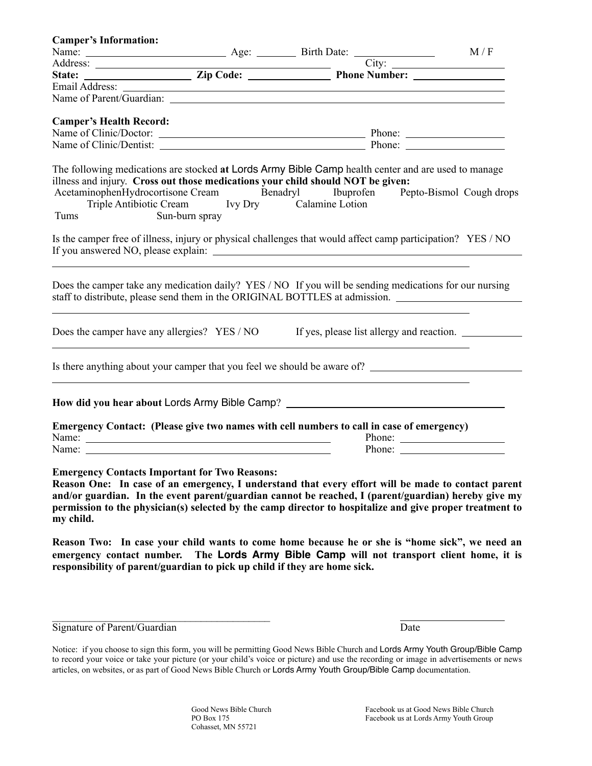**Camper's Information:**

Name: ______________________ Age: ________ Birth Date: _______________ M / F

Address: ________________________________________ City: ____________________

**State:** ____________________ **Zip Code:** _______________ **Phone Number:** _________________

Email Address: ______________________________________________________________

Name of Parent/Guardian: _____________________________________________________

**Camper's Health Record:**

Name of Clinic/Doctor: ______________________________________ Phone: ___________________

Name of Clinic/Dentist: ______________________________________ Phone: ___________________

The following medications are stocked **at** Lords Army Bible Camp health center and are used to manage illness and injury. **Cross out those medications your child should NOT be given:**

AcetaminophenHydrocortisone Cream   Benadryl   Ibuprofen   Pepto-Bismol  Cough drops
Triple Antibiotic Cream   Ivy Dry   Calamine Lotion
Tums   Sun-burn spray

Is the camper free of illness, injury or physical challenges that would affect camp participation? YES / NO
If you answered NO, please explain: _____________________________________________________

_________________________________________________________________________________

Does the camper take any medication daily? YES / NO If you will be sending medications for our nursing staff to distribute, please send them in the ORIGINAL BOTTLES at admission. ______________________

_________________________________________________________________________________

Does the camper have any allergies? YES / NO   If yes, please list allergy and reaction. ___________

_________________________________________________________________________________

Is there anything about your camper that you feel we should be aware of? ___________________________

_________________________________________________________________________________

**How did you hear about** Lords Army Bible Camp? ________________________________________

**Emergency Contact: (Please give two names with cell numbers to call in case of emergency)**

Name: ______________________________________________ Phone: ___________________

Name: ______________________________________________ Phone: ___________________

**Emergency Contacts Important for Two Reasons:**

**Reason One: In case of an emergency, I understand that every effort will be made to contact parent and/or guardian. In the event parent/guardian cannot be reached, I (parent/guardian) hereby give my permission to the physician(s) selected by the camp director to hospitalize and give proper treatment to my child.**

**Reason Two: In case your child wants to come home because he or she is "home sick", we need an emergency contact number. The Lords Army Bible Camp will not transport client home, it is responsibility of parent/guardian to pick up child if they are home sick.**

___________________________________________ ____________________

Signature of Parent/Guardian   Date

Notice: if you choose to sign this form, you will be permitting Good News Bible Church and Lords Army Youth Group/Bible Camp to record your voice or take your picture (or your child's voice or picture) and use the recording or image in advertisements or news articles, on websites, or as part of Good News Bible Church or Lords Army Youth Group/Bible Camp documentation.

Good News Bible Church
PO Box 175
Cohasset, MN 55721

Facebook us at Good News Bible Church
Facebook us at Lords Army Youth Group